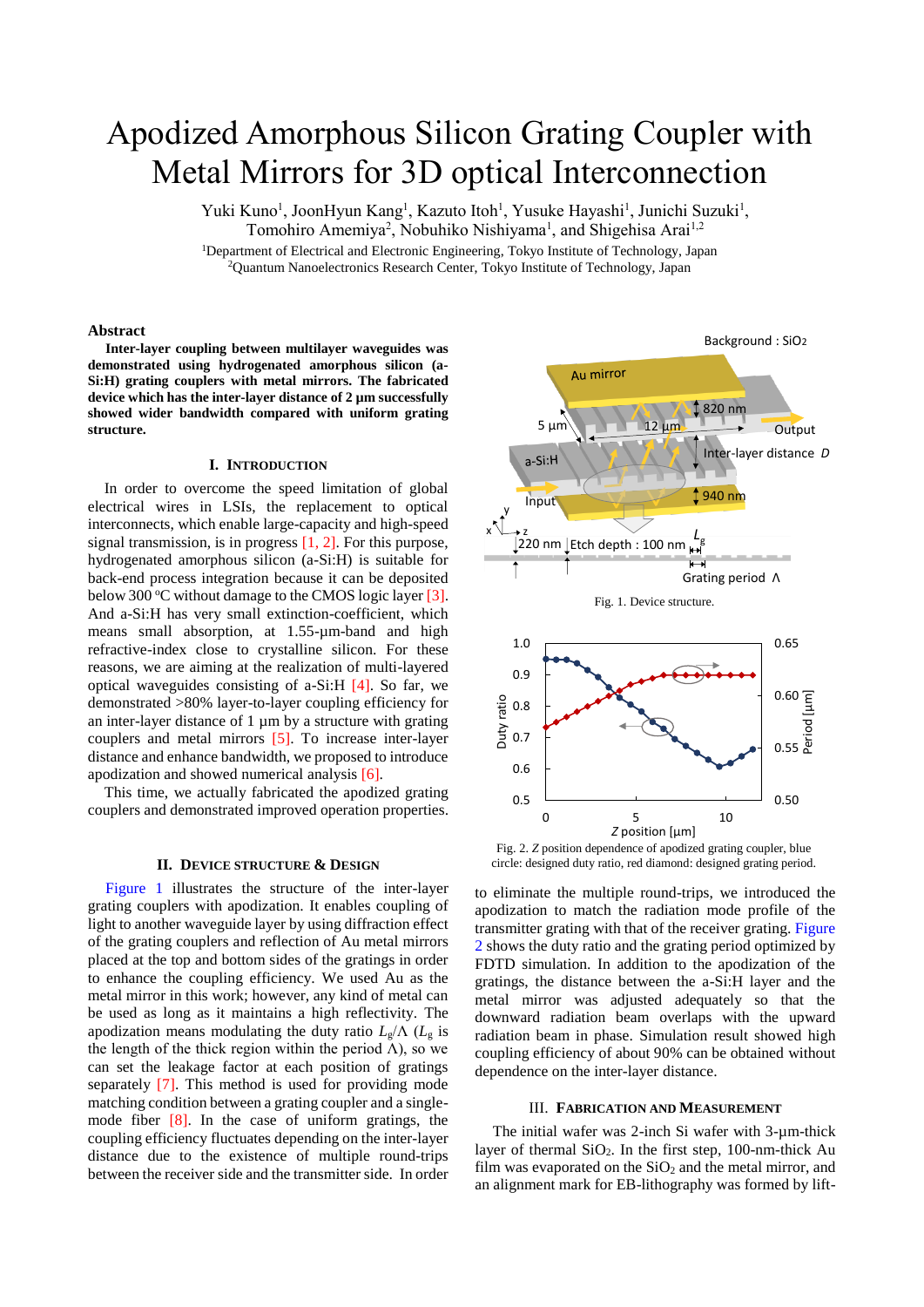# Apodized Amorphous Silicon Grating Coupler with Metal Mirrors for 3D optical Interconnection

Yuki Kuno[1], JoonHyun Kang[1], Kazuto Itoh[1], Yusuke Hayashi[1], Junichi Suzuki[1], Tomohiro Amemiya[2], Nobuhiko Nishiyama[1], and Shigehisa Arai[1,2]

[1]Department of Electrical and Electronic Engineering, Tokyo Institute of Technology, Tokyo, Japan
[2]Quantum Nanoelectronics Research Center, Tokyo Institute of Technology, Japan

### Abstract

**Inter-layer coupling between multilayer waveguides was demonstrated using hydrogenated amorphous silicon (a-Si:H) grating couplers with metal mirrors. The fabricated device which has the inter-layer distance of 2 µm successfully showed wider bandwidth compared with uniform grating structure.**

## I. Introduction

In order to overcome the speed limitation of global electrical wires in LSIs, the replacement to optical interconnects, which enable large-capacity and high-speed signal transmission, is in progress [1, 2]. For this purpose, hydrogenated amorphous silicon (a-Si:H) is suitable for back-end process integration because it can be deposited below 300 °C without damage to the CMOS logic layer [3]. And a-Si:H has very small extinction-coefficient, which means small absorption, at 1.55-µm-band and high refractive-index close to crystalline silicon. For these reasons, we are aiming at the realization of multi-layered optical waveguides consisting of a-Si:H [4]. So far, we demonstrated >80% layer-to-layer coupling efficiency for an inter-layer distance of 1 µm by a structure with grating couplers and metal mirrors [5]. To increase inter-layer distance and enhance bandwidth, we proposed to introduce apodization and showed numerical analysis [6].

This time, we actually fabricated the apodized grating couplers and demonstrated improved operation properties.

## II. Device Structure & Design

Figure 1 illustrates the structure of the inter-layer grating couplers with apodization. It enables coupling of light to another waveguide layer by using diffraction effect of the grating couplers and reflection of Au metal mirrors placed at the top and bottom sides of the gratings in order to enhance the coupling efficiency. We used Au as the metal mirror in this work; however, any kind of metal can be used as long as it maintains a high reflectivity. The apodization means modulating the duty ratio $L_g/\Lambda$ ($L_g$ is the length of the thick region within the period $\Lambda$), so we can set the leakage factor at each position of gratings separately [7]. This method is used for providing mode matching condition between a grating coupler and a single-mode fiber [8]. In the case of uniform gratings, the coupling efficiency fluctuates depending on the inter-layer distance due to the existence of multiple round-trips between the receiver side and the transmitter side. In order to eliminate the multiple round-trips, we introduced the apodization to match the radiation mode profile of the transmitter grating with that of the receiver grating. Figure 2 shows the duty ratio and the grating period optimized by FDTD simulation. In addition to the apodization of the gratings, the distance between the a-Si:H layer and the metal mirror was adjusted adequately so that the downward radiation beam overlaps with the upward radiation beam in phase. Simulation result showed high coupling efficiency of about 90% can be obtained without dependence on the inter-layer distance.

Fig. 1. Device structure.

Fig. 2. *Z* position dependence of apodized grating coupler, blue circle: designed duty ratio, red diamond: designed grating period.

## III. Fabrication and Measurement

The initial wafer was 2-inch Si wafer with 3-µm-thick layer of thermal $SiO_2$. In the first step, 100-nm-thick Au film was evaporated on the $SiO_2$ and the metal mirror, and an alignment mark for EB-lithography was formed by lift-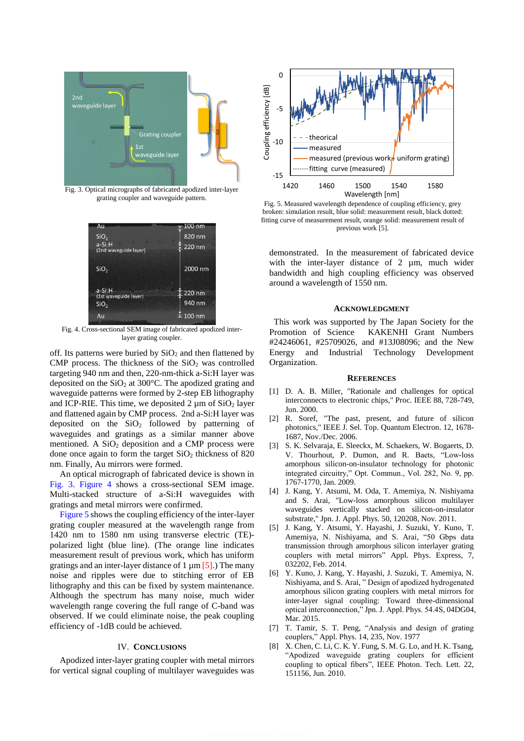2nd waveguide layer

Grating coupler

1st waveguide layer

Fig. 3. Optical micrographs of fabricated apodized inter-layer grating coupler and waveguide pattern.

Au

$SiO_2$

a-Si:H (2nd waveguide layer)

$SiO_2$

a-Si:H (1st waveguide layer)

$SiO_2$

Au

100 nm

820 nm

220 nm

2000 nm

220 nm

940 nm

100 nm

Fig. 4. Cross-sectional SEM image of fabricated apodized inter-layer grating coupler.

off. Its patterns were buried by $SiO_2$ and then flattened by CMP process. The thickness of the $SiO_2$ was controlled targeting 940 nm and then, 220-nm-thick a-Si:H layer was deposited on the $SiO_2$ at 300°C. The apodized grating and waveguide patterns were formed by 2-step EB lithography and ICP-RIE. This time, we deposited 2 µm of $SiO_2$ layer and flattened again by CMP process. 2nd a-Si:H layer was deposited on the $SiO_2$ followed by patterning of waveguides and gratings as a similar manner above mentioned. A $SiO_2$ deposition and a CMP process were done once again to form the target $SiO_2$ thickness of 820 nm. Finally, Au mirrors were formed.

An optical micrograph of fabricated device is shown in Fig. 3. Figure 4 shows a cross-sectional SEM image. Multi-stacked structure of a-Si:H waveguides with gratings and metal mirrors were confirmed.

Figure 5 shows the coupling efficiency of the inter-layer grating coupler measured at the wavelength range from 1420 nm to 1580 nm using transverse electric (TE)-polarized light (blue line). (The orange line indicates measurement result of previous work, which has uniform gratings and an inter-layer distance of 1 µm [5].) The many noise and ripples were due to stitching error of EB lithography and this can be fixed by system maintenance. Although the spectrum has many noise, much wider wavelength range covering the full range of C-band was observed. If we could eliminate noise, the peak coupling efficiency of -1dB could be achieved.

## IV. Conclusions

Apodized inter-layer grating coupler with metal mirrors for vertical signal coupling of multilayer waveguides was

Coupling efficiency [dB]

0

-5

-10

-15

1420

1460

1500

1540

1580

Wavelength [nm]

theorical

measured

measured (previous work, uniform grating)

fitting curve (measured)

Fig. 5. Measured wavelength dependence of coupling efficiency, grey broken: simulation result, blue solid: measurement result, black dotted: fitting curve of measurement result, orange solid: measurement result of previous work [5].

demonstrated. In the measurement of fabricated device with the inter-layer distance of 2 µm, much wider bandwidth and high coupling efficiency was observed around a wavelength of 1550 nm.

## Acknowledgment

This work was supported by The Japan Society for the Promotion of Science KAKENHI Grant Numbers #24246061, #25709026, and #13J08096; and the New Energy and Industrial Technology Development Organization.

## References

[1] D. A. B. Miller, "Rationale and challenges for optical interconnects to electronic chips," Proc. IEEE 88, 728-749, Jun. 2000.

[2] R. Soref, "The past, present, and future of silicon photonics," IEEE J. Sel. Top. Quantum Electron. 12, 1678-1687, Nov./Dec. 2006.

[3] S. K. Selvaraja, E. Sleeckx, M. Schaekers, W. Bogaerts, D. V. Thourhout, P. Dumon, and R. Baets, "Low-loss amorphous silicon-on-insulator technology for photonic integrated circuitry," Opt. Commun., Vol. 282, No. 9, pp. 1767-1770, Jan. 2009.

[4] J. Kang, Y. Atsumi, M. Oda, T. Amemiya, N. Nishiyama and S. Arai, "Low-loss amorphous silicon multilayer waveguides vertically stacked on silicon-on-insulator substrate," Jpn. J. Appl. Phys. 50, 120208, Nov. 2011.

[5] J. Kang, Y. Atsumi, Y. Hayashi, J. Suzuki, Y. Kuno, T. Amemiya, N. Nishiyama, and S. Arai, "50 Gbps data transmission through amorphous silicon interlayer grating couplers with metal mirrors" Appl. Phys. Express, 7, 032202, Feb. 2014.

[6] Y. Kuno, J. Kang, Y. Hayashi, J. Suzuki, T. Amemiya, N. Nishiyama, and S. Arai, " Design of apodized hydrogenated amorphous silicon grating couplers with metal mirrors for inter-layer signal coupling: Toward three-dimensional optical interconnection," Jpn. J. Appl. Phys. 54.4S, 04DG04, Mar. 2015.

[7] T. Tamir, S. T. Peng, "Analysis and design of grating couplers," Appl. Phys. 14, 235, Nov. 1977

[8] X. Chen, C. Li, C. K. Y. Fung, S. M. G. Lo, and H. K. Tsang, "Apodized waveguide grating couplers for efficient coupling to optical fibers", IEEE Photon. Tech. Lett. 22, 151156, Jun. 2010.